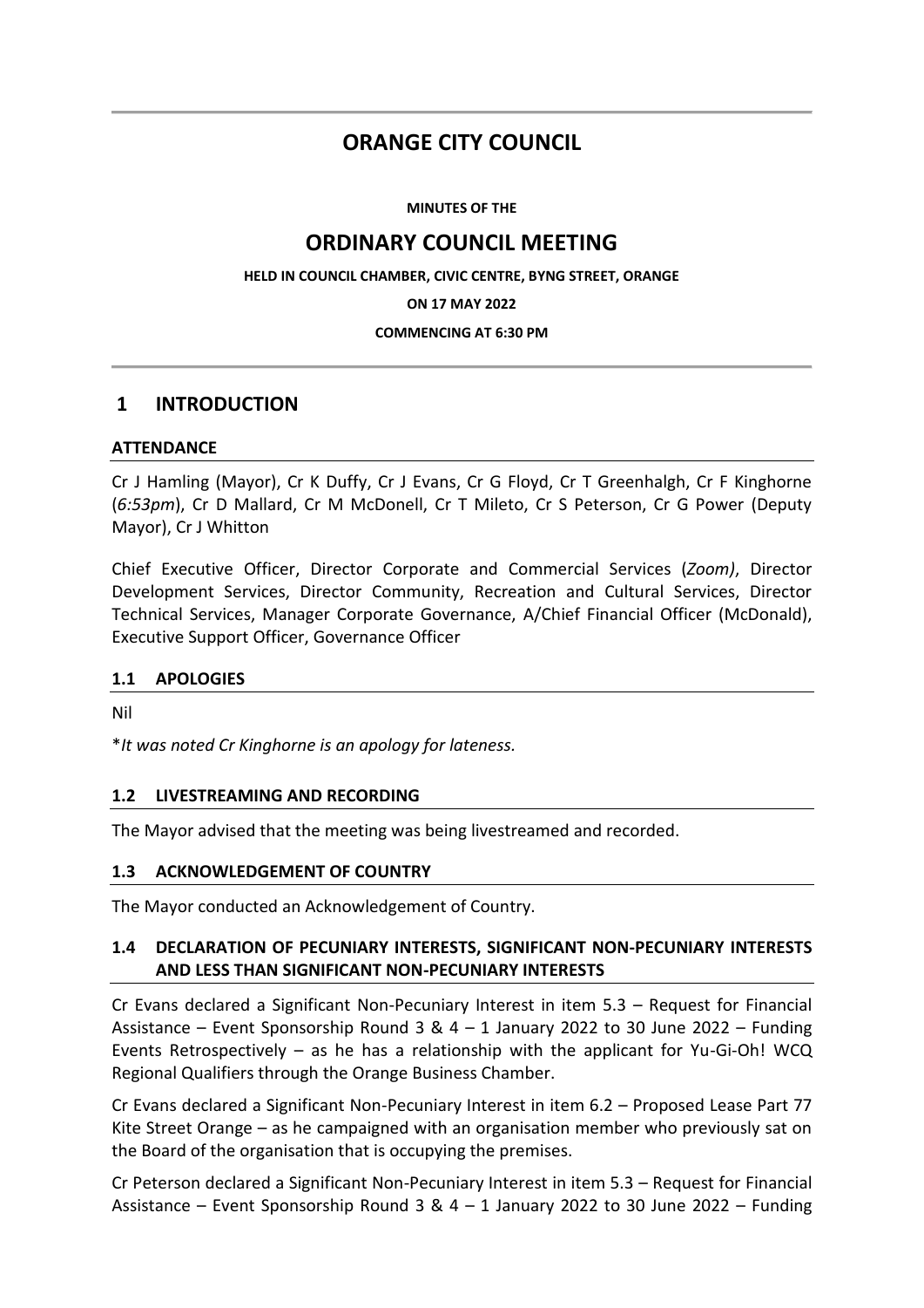# ORANGE CITY COUNCIL

**MINUTES OF THE**

## ORDINARY COUNCIL MEETING

**HELD IN COUNCIL CHAMBER, CIVIC CENTRE, BYNG STREET, ORANGE**

**ON 17 MAY 2022**

**COMMENCING AT 6:30 PM**

## 1 INTRODUCTION

### ATTENDANCE

Cr J Hamling (Mayor), Cr K Duffy, Cr J Evans, Cr G Floyd, Cr T Greenhalgh, Cr F Kinghorne (*6:53pm*), Cr D Mallard, Cr M McDonell, Cr T Mileto, Cr S Peterson, Cr G Power (Deputy Mayor), Cr J Whitton

Chief Executive Officer, Director Corporate and Commercial Services (*Zoom)*, Director Development Services, Director Community, Recreation and Cultural Services, Director Technical Services, Manager Corporate Governance, A/Chief Financial Officer (McDonald), Executive Support Officer, Governance Officer

### 1.1 APOLOGIES

Nil

\**It was noted Cr Kinghorne is an apology for lateness.*

### 1.2 LIVESTREAMING AND RECORDING

The Mayor advised that the meeting was being livestreamed and recorded.

### 1.3 ACKNOWLEDGEMENT OF COUNTRY

The Mayor conducted an Acknowledgement of Country.

### 1.4 DECLARATION OF PECUNIARY INTERESTS, SIGNIFICANT NON-PECUNIARY INTERESTS AND LESS THAN SIGNIFICANT NON-PECUNIARY INTERESTS

Cr Evans declared a Significant Non-Pecuniary Interest in item 5.3 – Request for Financial Assistance – Event Sponsorship Round 3 & 4 – 1 January 2022 to 30 June 2022 – Funding Events Retrospectively – as he has a relationship with the applicant for Yu-Gi-Oh! WCQ Regional Qualifiers through the Orange Business Chamber.

Cr Evans declared a Significant Non-Pecuniary Interest in item 6.2 – Proposed Lease Part 77 Kite Street Orange – as he campaigned with an organisation member who previously sat on the Board of the organisation that is occupying the premises.

Cr Peterson declared a Significant Non-Pecuniary Interest in item 5.3 – Request for Financial Assistance – Event Sponsorship Round 3 & 4 – 1 January 2022 to 30 June 2022 – Funding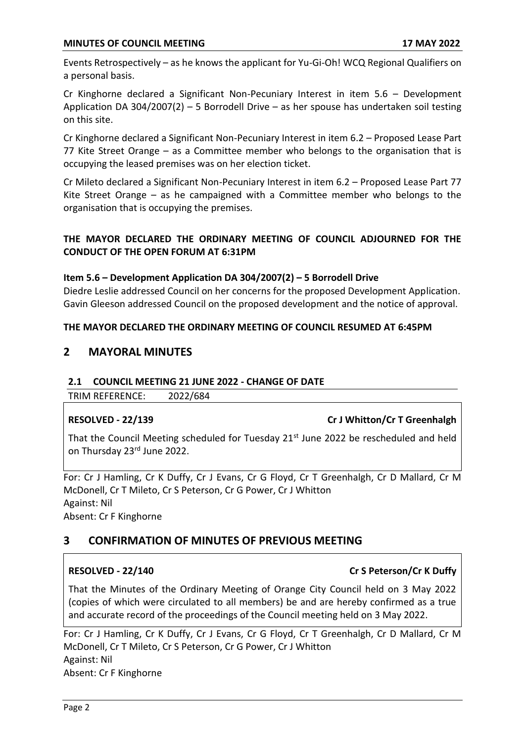Events Retrospectively – as he knows the applicant for Yu-Gi-Oh! WCQ Regional Qualifiers on a personal basis.

Cr Kinghorne declared a Significant Non-Pecuniary Interest in item 5.6 – Development Application DA 304/2007(2) – 5 Borrodell Drive – as her spouse has undertaken soil testing on this site.

Cr Kinghorne declared a Significant Non-Pecuniary Interest in item 6.2 – Proposed Lease Part 77 Kite Street Orange – as a Committee member who belongs to the organisation that is occupying the leased premises was on her election ticket.

Cr Mileto declared a Significant Non-Pecuniary Interest in item 6.2 – Proposed Lease Part 77 Kite Street Orange – as he campaigned with a Committee member who belongs to the organisation that is occupying the premises.

**THE MAYOR DECLARED THE ORDINARY MEETING OF COUNCIL ADJOURNED FOR THE CONDUCT OF THE OPEN FORUM AT 6:31PM**

**Item 5.6 – Development Application DA 304/2007(2) – 5 Borrodell Drive**

Diedre Leslie addressed Council on her concerns for the proposed Development Application. Gavin Gleeson addressed Council on the proposed development and the notice of approval.

**THE MAYOR DECLARED THE ORDINARY MEETING OF COUNCIL RESUMED AT 6:45PM**

# 2 MAYORAL MINUTES

## 2.1 COUNCIL MEETING 21 JUNE 2022 - CHANGE OF DATE

TRIM REFERENCE: 2022/684

**RESOLVED - 22/139** **Cr J Whitton/Cr T Greenhalgh**

That the Council Meeting scheduled for Tuesday 21st June 2022 be rescheduled and held on Thursday 23rd June 2022.

For: Cr J Hamling, Cr K Duffy, Cr J Evans, Cr G Floyd, Cr T Greenhalgh, Cr D Mallard, Cr M McDonell, Cr T Mileto, Cr S Peterson, Cr G Power, Cr J Whitton
Against: Nil
Absent: Cr F Kinghorne

# 3 CONFIRMATION OF MINUTES OF PREVIOUS MEETING

**RESOLVED - 22/140** **Cr S Peterson/Cr K Duffy**

That the Minutes of the Ordinary Meeting of Orange City Council held on 3 May 2022 (copies of which were circulated to all members) be and are hereby confirmed as a true and accurate record of the proceedings of the Council meeting held on 3 May 2022.

For: Cr J Hamling, Cr K Duffy, Cr J Evans, Cr G Floyd, Cr T Greenhalgh, Cr D Mallard, Cr M McDonell, Cr T Mileto, Cr S Peterson, Cr G Power, Cr J Whitton
Against: Nil
Absent: Cr F Kinghorne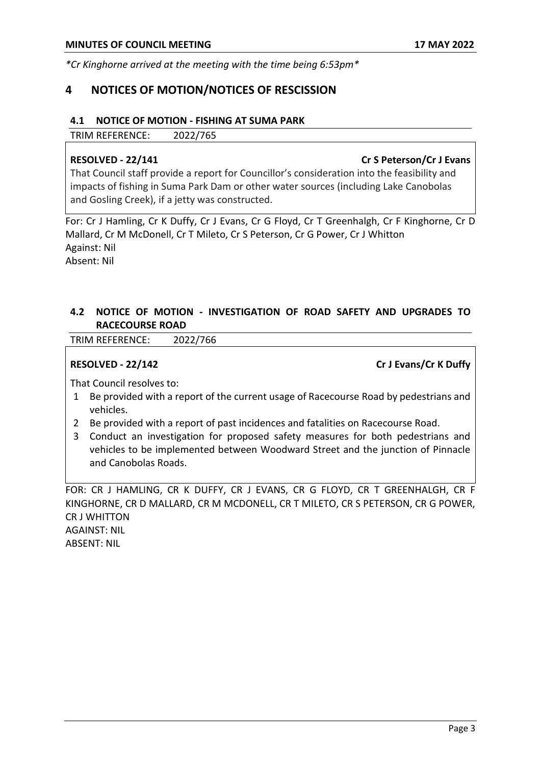*Cr Kinghorne arrived at the meeting with the time being 6:53pm*

# 4 NOTICES OF MOTION/NOTICES OF RESCISSION

## 4.1 NOTICE OF MOTION - FISHING AT SUMA PARK

TRIM REFERENCE: 2022/765

**RESOLVED - 22/141** **Cr S Peterson/Cr J Evans**

That Council staff provide a report for Councillor's consideration into the feasibility and impacts of fishing in Suma Park Dam or other water sources (including Lake Canobolas and Gosling Creek), if a jetty was constructed.

For: Cr J Hamling, Cr K Duffy, Cr J Evans, Cr G Floyd, Cr T Greenhalgh, Cr F Kinghorne, Cr D Mallard, Cr M McDonell, Cr T Mileto, Cr S Peterson, Cr G Power, Cr J Whitton
Against: Nil
Absent: Nil

## 4.2 NOTICE OF MOTION - INVESTIGATION OF ROAD SAFETY AND UPGRADES TO RACECOURSE ROAD

TRIM REFERENCE: 2022/766

**RESOLVED - 22/142** **Cr J Evans/Cr K Duffy**

That Council resolves to:

1. Be provided with a report of the current usage of Racecourse Road by pedestrians and vehicles.
2. Be provided with a report of past incidences and fatalities on Racecourse Road.
3. Conduct an investigation for proposed safety measures for both pedestrians and vehicles to be implemented between Woodward Street and the junction of Pinnacle and Canobolas Roads.

FOR: CR J HAMLING, CR K DUFFY, CR J EVANS, CR G FLOYD, CR T GREENHALGH, CR F KINGHORNE, CR D MALLARD, CR M MCDONELL, CR T MILETO, CR S PETERSON, CR G POWER, CR J WHITTON
AGAINST: NIL
ABSENT: NIL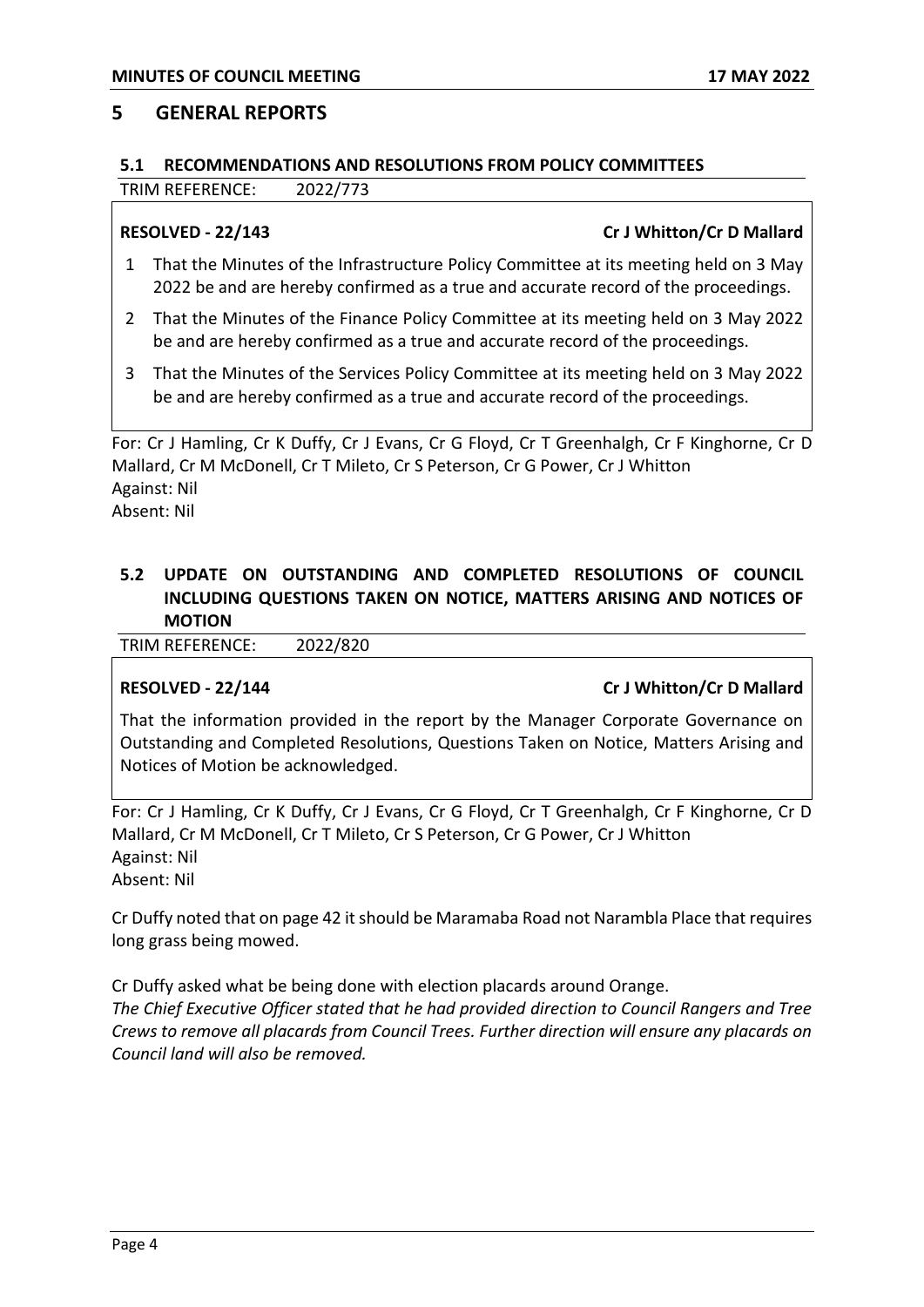## 5 GENERAL REPORTS

### 5.1 RECOMMENDATIONS AND RESOLUTIONS FROM POLICY COMMITTEES

TRIM REFERENCE: 2022/773

**RESOLVED - 22/143** **Cr J Whitton/Cr D Mallard**

1. That the Minutes of the Infrastructure Policy Committee at its meeting held on 3 May 2022 be and are hereby confirmed as a true and accurate record of the proceedings.
2. That the Minutes of the Finance Policy Committee at its meeting held on 3 May 2022 be and are hereby confirmed as a true and accurate record of the proceedings.
3. That the Minutes of the Services Policy Committee at its meeting held on 3 May 2022 be and are hereby confirmed as a true and accurate record of the proceedings.

For: Cr J Hamling, Cr K Duffy, Cr J Evans, Cr G Floyd, Cr T Greenhalgh, Cr F Kinghorne, Cr D Mallard, Cr M McDonell, Cr T Mileto, Cr S Peterson, Cr G Power, Cr J Whitton
Against: Nil
Absent: Nil

### 5.2 UPDATE ON OUTSTANDING AND COMPLETED RESOLUTIONS OF COUNCIL INCLUDING QUESTIONS TAKEN ON NOTICE, MATTERS ARISING AND NOTICES OF MOTION

TRIM REFERENCE: 2022/820

**RESOLVED - 22/144** **Cr J Whitton/Cr D Mallard**

That the information provided in the report by the Manager Corporate Governance on Outstanding and Completed Resolutions, Questions Taken on Notice, Matters Arising and Notices of Motion be acknowledged.

For: Cr J Hamling, Cr K Duffy, Cr J Evans, Cr G Floyd, Cr T Greenhalgh, Cr F Kinghorne, Cr D Mallard, Cr M McDonell, Cr T Mileto, Cr S Peterson, Cr G Power, Cr J Whitton
Against: Nil
Absent: Nil

Cr Duffy noted that on page 42 it should be Maramaba Road not Narambla Place that requires long grass being mowed.

Cr Duffy asked what be being done with election placards around Orange.
*The Chief Executive Officer stated that he had provided direction to Council Rangers and Tree Crews to remove all placards from Council Trees. Further direction will ensure any placards on Council land will also be removed.*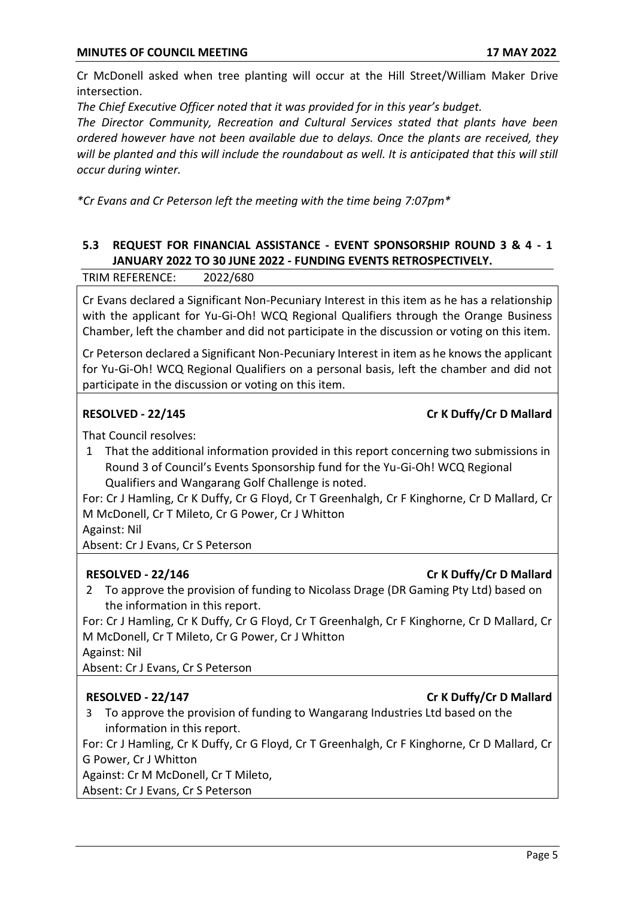Cr McDonell asked when tree planting will occur at the Hill Street/William Maker Drive intersection.

*The Chief Executive Officer noted that it was provided for in this year's budget.*

*The Director Community, Recreation and Cultural Services stated that plants have been ordered however have not been available due to delays. Once the plants are received, they will be planted and this will include the roundabout as well. It is anticipated that this will still occur during winter.*

**Cr Evans and Cr Peterson left the meeting with the time being 7:07pm**

## 5.3 REQUEST FOR FINANCIAL ASSISTANCE - EVENT SPONSORSHIP ROUND 3 & 4 - 1 JANUARY 2022 TO 30 JUNE 2022 - FUNDING EVENTS RETROSPECTIVELY.

TRIM REFERENCE: 2022/680

Cr Evans declared a Significant Non-Pecuniary Interest in this item as he has a relationship with the applicant for Yu-Gi-Oh! WCQ Regional Qualifiers through the Orange Business Chamber, left the chamber and did not participate in the discussion or voting on this item.

Cr Peterson declared a Significant Non-Pecuniary Interest in item as he knows the applicant for Yu-Gi-Oh! WCQ Regional Qualifiers on a personal basis, left the chamber and did not participate in the discussion or voting on this item.

**RESOLVED - 22/145** **Cr K Duffy/Cr D Mallard**

That Council resolves:

1 That the additional information provided in this report concerning two submissions in Round 3 of Council's Events Sponsorship fund for the Yu-Gi-Oh! WCQ Regional Qualifiers and Wangarang Golf Challenge is noted.

For: Cr J Hamling, Cr K Duffy, Cr G Floyd, Cr T Greenhalgh, Cr F Kinghorne, Cr D Mallard, Cr M McDonell, Cr T Mileto, Cr G Power, Cr J Whitton
Against: Nil
Absent: Cr J Evans, Cr S Peterson

**RESOLVED - 22/146** **Cr K Duffy/Cr D Mallard**

2 To approve the provision of funding to Nicolass Drage (DR Gaming Pty Ltd) based on the information in this report.

For: Cr J Hamling, Cr K Duffy, Cr G Floyd, Cr T Greenhalgh, Cr F Kinghorne, Cr D Mallard, Cr M McDonell, Cr T Mileto, Cr G Power, Cr J Whitton
Against: Nil
Absent: Cr J Evans, Cr S Peterson

**RESOLVED - 22/147** **Cr K Duffy/Cr D Mallard**

3 To approve the provision of funding to Wangarang Industries Ltd based on the information in this report.

For: Cr J Hamling, Cr K Duffy, Cr G Floyd, Cr T Greenhalgh, Cr F Kinghorne, Cr D Mallard, Cr G Power, Cr J Whitton
Against: Cr M McDonell, Cr T Mileto,
Absent: Cr J Evans, Cr S Peterson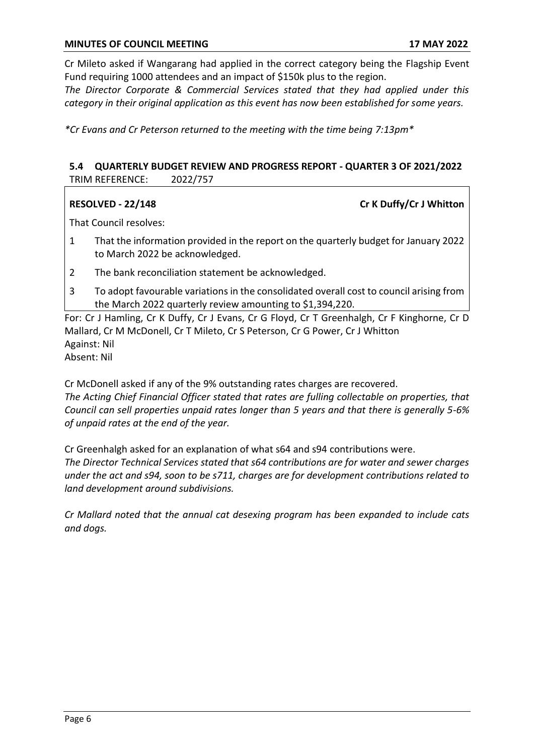Cr Mileto asked if Wangarang had applied in the correct category being the Flagship Event Fund requiring 1000 attendees and an impact of $150k plus to the region.

*The Director Corporate & Commercial Services stated that they had applied under this category in their original application as this event has now been established for some years.*

*\*Cr Evans and Cr Peterson returned to the meeting with the time being 7:13pm\**

## 5.4 QUARTERLY BUDGET REVIEW AND PROGRESS REPORT - QUARTER 3 OF 2021/2022

TRIM REFERENCE: 2022/757

**RESOLVED - 22/148** **Cr K Duffy/Cr J Whitton**

That Council resolves:

1. That the information provided in the report on the quarterly budget for January 2022 to March 2022 be acknowledged.
2. The bank reconciliation statement be acknowledged.
3. To adopt favourable variations in the consolidated overall cost to council arising from the March 2022 quarterly review amounting to $1,394,220.

For: Cr J Hamling, Cr K Duffy, Cr J Evans, Cr G Floyd, Cr T Greenhalgh, Cr F Kinghorne, Cr D Mallard, Cr M McDonell, Cr T Mileto, Cr S Peterson, Cr G Power, Cr J Whitton
Against: Nil
Absent: Nil

Cr McDonell asked if any of the 9% outstanding rates charges are recovered.

*The Acting Chief Financial Officer stated that rates are fulling collectable on properties, that Council can sell properties unpaid rates longer than 5 years and that there is generally 5-6% of unpaid rates at the end of the year.*

Cr Greenhalgh asked for an explanation of what s64 and s94 contributions were.

*The Director Technical Services stated that s64 contributions are for water and sewer charges under the act and s94, soon to be s711, charges are for development contributions related to land development around subdivisions.*

*Cr Mallard noted that the annual cat desexing program has been expanded to include cats and dogs.*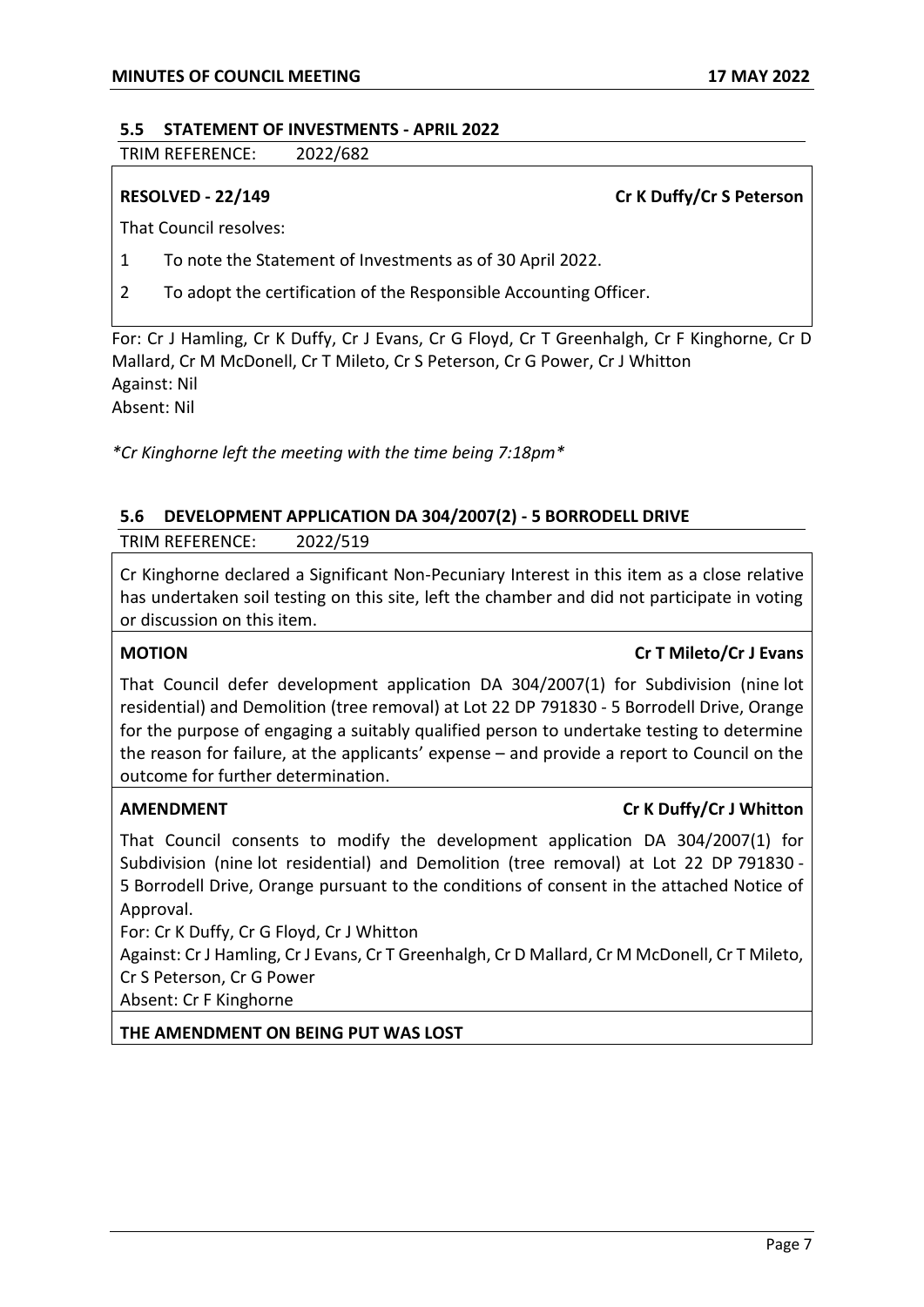### 5.5 STATEMENT OF INVESTMENTS - APRIL 2022

TRIM REFERENCE: 2022/682

**RESOLVED - 22/149** **Cr K Duffy/Cr S Peterson**

That Council resolves:

1. To note the Statement of Investments as of 30 April 2022.
2. To adopt the certification of the Responsible Accounting Officer.

For: Cr J Hamling, Cr K Duffy, Cr J Evans, Cr G Floyd, Cr T Greenhalgh, Cr F Kinghorne, Cr D Mallard, Cr M McDonell, Cr T Mileto, Cr S Peterson, Cr G Power, Cr J Whitton
Against: Nil
Absent: Nil

*\*Cr Kinghorne left the meeting with the time being 7:18pm\**

### 5.6 DEVELOPMENT APPLICATION DA 304/2007(2) - 5 BORRODELL DRIVE

TRIM REFERENCE: 2022/519

Cr Kinghorne declared a Significant Non-Pecuniary Interest in this item as a close relative has undertaken soil testing on this site, left the chamber and did not participate in voting or discussion on this item.

**MOTION** **Cr T Mileto/Cr J Evans**

That Council defer development application DA 304/2007(1) for Subdivision (nine lot residential) and Demolition (tree removal) at Lot 22 DP 791830 - 5 Borrodell Drive, Orange for the purpose of engaging a suitably qualified person to undertake testing to determine the reason for failure, at the applicants' expense – and provide a report to Council on the outcome for further determination.

**AMENDMENT** **Cr K Duffy/Cr J Whitton**

That Council consents to modify the development application DA 304/2007(1) for Subdivision (nine lot residential) and Demolition (tree removal) at Lot 22 DP 791830 - 5 Borrodell Drive, Orange pursuant to the conditions of consent in the attached Notice of Approval.

For: Cr K Duffy, Cr G Floyd, Cr J Whitton
Against: Cr J Hamling, Cr J Evans, Cr T Greenhalgh, Cr D Mallard, Cr M McDonell, Cr T Mileto, Cr S Peterson, Cr G Power
Absent: Cr F Kinghorne

**THE AMENDMENT ON BEING PUT WAS LOST**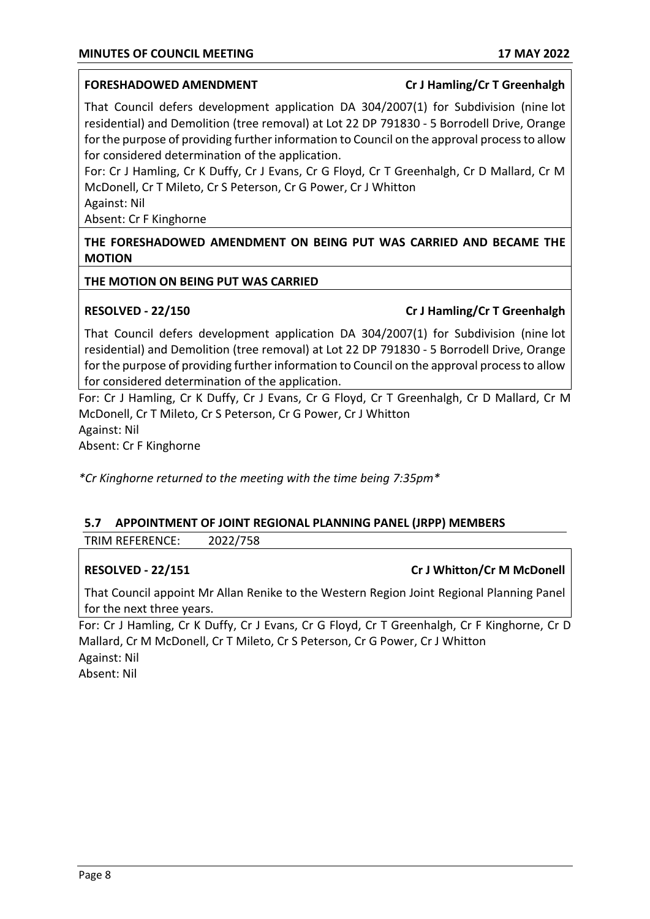**FOREshadowed AMENDMENT** **Cr J Hamling/Cr T Greenhalgh**

That Council defers development application DA 304/2007(1) for Subdivision (nine lot residential) and Demolition (tree removal) at Lot 22 DP 791830 - 5 Borrodell Drive, Orange for the purpose of providing further information to Council on the approval process to allow for considered determination of the application.

For: Cr J Hamling, Cr K Duffy, Cr J Evans, Cr G Floyd, Cr T Greenhalgh, Cr D Mallard, Cr M McDonell, Cr T Mileto, Cr S Peterson, Cr G Power, Cr J Whitton

Against: Nil

Absent: Cr F Kinghorne

**THE FORESHADOWED AMENDMENT ON BEING PUT WAS CARRIED AND BECAME THE MOTION**

**THE MOTION ON BEING PUT WAS CARRIED**

**RESOLVED - 22/150** **Cr J Hamling/Cr T Greenhalgh**

That Council defers development application DA 304/2007(1) for Subdivision (nine lot residential) and Demolition (tree removal) at Lot 22 DP 791830 - 5 Borrodell Drive, Orange for the purpose of providing further information to Council on the approval process to allow for considered determination of the application.

For: Cr J Hamling, Cr K Duffy, Cr J Evans, Cr G Floyd, Cr T Greenhalgh, Cr D Mallard, Cr M McDonell, Cr T Mileto, Cr S Peterson, Cr G Power, Cr J Whitton

Against: Nil

Absent: Cr F Kinghorne

*\*Cr Kinghorne returned to the meeting with the time being 7:35pm\**

## 5.7 APPOINTMENT OF JOINT REGIONAL PLANNING PANEL (JRPP) MEMBERS

TRIM REFERENCE: 2022/758

**RESOLVED - 22/151** **Cr J Whitton/Cr M McDonell**

That Council appoint Mr Allan Renike to the Western Region Joint Regional Planning Panel for the next three years.

For: Cr J Hamling, Cr K Duffy, Cr J Evans, Cr G Floyd, Cr T Greenhalgh, Cr F Kinghorne, Cr D Mallard, Cr M McDonell, Cr T Mileto, Cr S Peterson, Cr G Power, Cr J Whitton

Against: Nil

Absent: Nil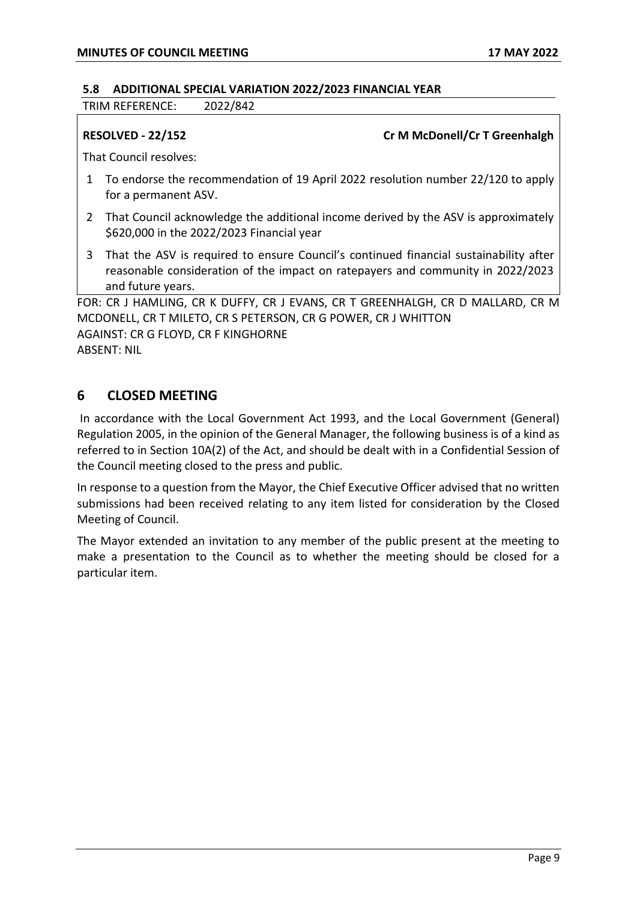### 5.8 ADDITIONAL SPECIAL VARIATION 2022/2023 FINANCIAL YEAR

TRIM REFERENCE: 2022/842

**RESOLVED - 22/152** **Cr M McDonell/Cr T Greenhalgh**

That Council resolves:

1. To endorse the recommendation of 19 April 2022 resolution number 22/120 to apply for a permanent ASV.
2. That Council acknowledge the additional income derived by the ASV is approximately \$620,000 in the 2022/2023 Financial year
3. That the ASV is required to ensure Council's continued financial sustainability after reasonable consideration of the impact on ratepayers and community in 2022/2023 and future years.

FOR: CR J HAMLING, CR K DUFFY, CR J EVANS, CR T GREENHALGH, CR D MALLARD, CR M MCDONELL, CR T MILETO, CR S PETERSON, CR G POWER, CR J WHITTON
AGAINST: CR G FLOYD, CR F KINGHORNE
ABSENT: NIL

## 6 CLOSED MEETING

In accordance with the Local Government Act 1993, and the Local Government (General) Regulation 2005, in the opinion of the General Manager, the following business is of a kind as referred to in Section 10A(2) of the Act, and should be dealt with in a Confidential Session of the Council meeting closed to the press and public.

In response to a question from the Mayor, the Chief Executive Officer advised that no written submissions had been received relating to any item listed for consideration by the Closed Meeting of Council.

The Mayor extended an invitation to any member of the public present at the meeting to make a presentation to the Council as to whether the meeting should be closed for a particular item.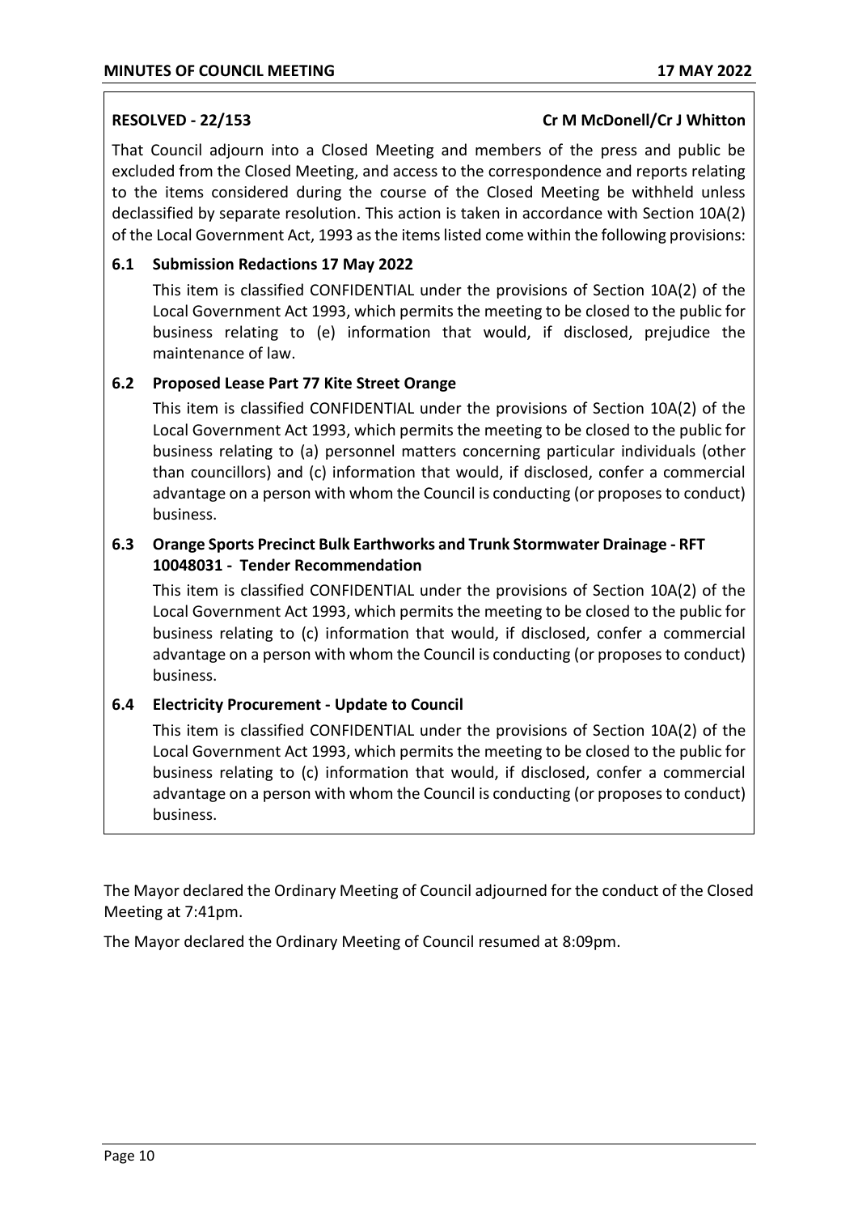**RESOLVED - 22/153** **Cr M McDonell/Cr J Whitton**

That Council adjourn into a Closed Meeting and members of the press and public be excluded from the Closed Meeting, and access to the correspondence and reports relating to the items considered during the course of the Closed Meeting be withheld unless declassified by separate resolution. This action is taken in accordance with Section 10A(2) of the Local Government Act, 1993 as the items listed come within the following provisions:

**6.1 Submission Redactions 17 May 2022**

This item is classified CONFIDENTIAL under the provisions of Section 10A(2) of the Local Government Act 1993, which permits the meeting to be closed to the public for business relating to (e) information that would, if disclosed, prejudice the maintenance of law.

**6.2 Proposed Lease Part 77 Kite Street Orange**

This item is classified CONFIDENTIAL under the provisions of Section 10A(2) of the Local Government Act 1993, which permits the meeting to be closed to the public for business relating to (a) personnel matters concerning particular individuals (other than councillors) and (c) information that would, if disclosed, confer a commercial advantage on a person with whom the Council is conducting (or proposes to conduct) business.

**6.3 Orange Sports Precinct Bulk Earthworks and Trunk Stormwater Drainage - RFT 10048031 - Tender Recommendation**

This item is classified CONFIDENTIAL under the provisions of Section 10A(2) of the Local Government Act 1993, which permits the meeting to be closed to the public for business relating to (c) information that would, if disclosed, confer a commercial advantage on a person with whom the Council is conducting (or proposes to conduct) business.

**6.4 Electricity Procurement - Update to Council**

This item is classified CONFIDENTIAL under the provisions of Section 10A(2) of the Local Government Act 1993, which permits the meeting to be closed to the public for business relating to (c) information that would, if disclosed, confer a commercial advantage on a person with whom the Council is conducting (or proposes to conduct) business.

The Mayor declared the Ordinary Meeting of Council adjourned for the conduct of the Closed Meeting at 7:41pm.

The Mayor declared the Ordinary Meeting of Council resumed at 8:09pm.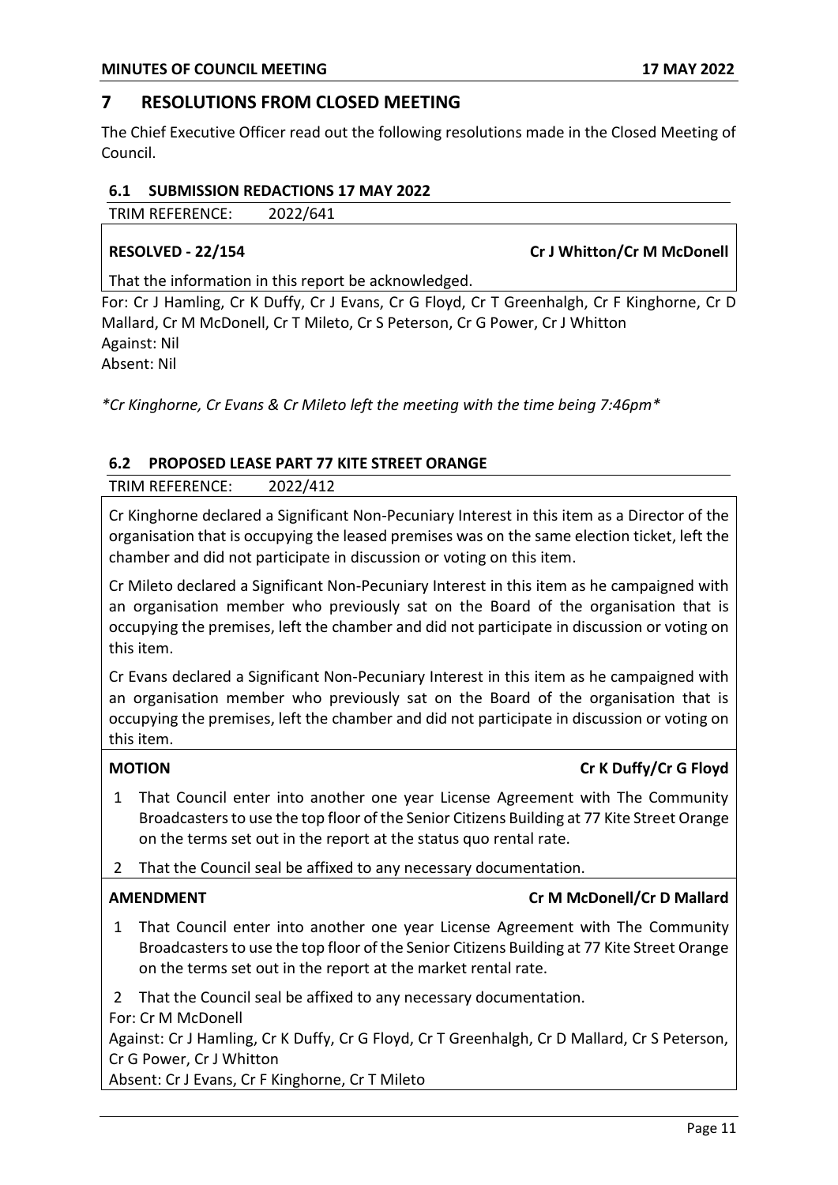## 7 RESOLUTIONS FROM CLOSED MEETING

The Chief Executive Officer read out the following resolutions made in the Closed Meeting of Council.

### 6.1 SUBMISSION REDACTIONS 17 MAY 2022

TRIM REFERENCE: 2022/641

**RESOLVED - 22/154** **Cr J Whitton/Cr M McDonell**

That the information in this report be acknowledged.

For: Cr J Hamling, Cr K Duffy, Cr J Evans, Cr G Floyd, Cr T Greenhalgh, Cr F Kinghorne, Cr D Mallard, Cr M McDonell, Cr T Mileto, Cr S Peterson, Cr G Power, Cr J Whitton
Against: Nil
Absent: Nil

*\*Cr Kinghorne, Cr Evans & Cr Mileto left the meeting with the time being 7:46pm\**

### 6.2 PROPOSED LEASE PART 77 KITE STREET ORANGE

TRIM REFERENCE: 2022/412

Cr Kinghorne declared a Significant Non-Pecuniary Interest in this item as a Director of the organisation that is occupying the leased premises was on the same election ticket, left the chamber and did not participate in discussion or voting on this item.

Cr Mileto declared a Significant Non-Pecuniary Interest in this item as he campaigned with an organisation member who previously sat on the Board of the organisation that is occupying the premises, left the chamber and did not participate in discussion or voting on this item.

Cr Evans declared a Significant Non-Pecuniary Interest in this item as he campaigned with an organisation member who previously sat on the Board of the organisation that is occupying the premises, left the chamber and did not participate in discussion or voting on this item.

**MOTION** **Cr K Duffy/Cr G Floyd**

1. That Council enter into another one year License Agreement with The Community Broadcasters to use the top floor of the Senior Citizens Building at 77 Kite Street Orange on the terms set out in the report at the status quo rental rate.
2. That the Council seal be affixed to any necessary documentation.

**AMENDMENT** **Cr M McDonell/Cr D Mallard**

1. That Council enter into another one year License Agreement with The Community Broadcasters to use the top floor of the Senior Citizens Building at 77 Kite Street Orange on the terms set out in the report at the market rental rate.
2. That the Council seal be affixed to any necessary documentation.

For: Cr M McDonell
Against: Cr J Hamling, Cr K Duffy, Cr G Floyd, Cr T Greenhalgh, Cr D Mallard, Cr S Peterson, Cr G Power, Cr J Whitton
Absent: Cr J Evans, Cr F Kinghorne, Cr T Mileto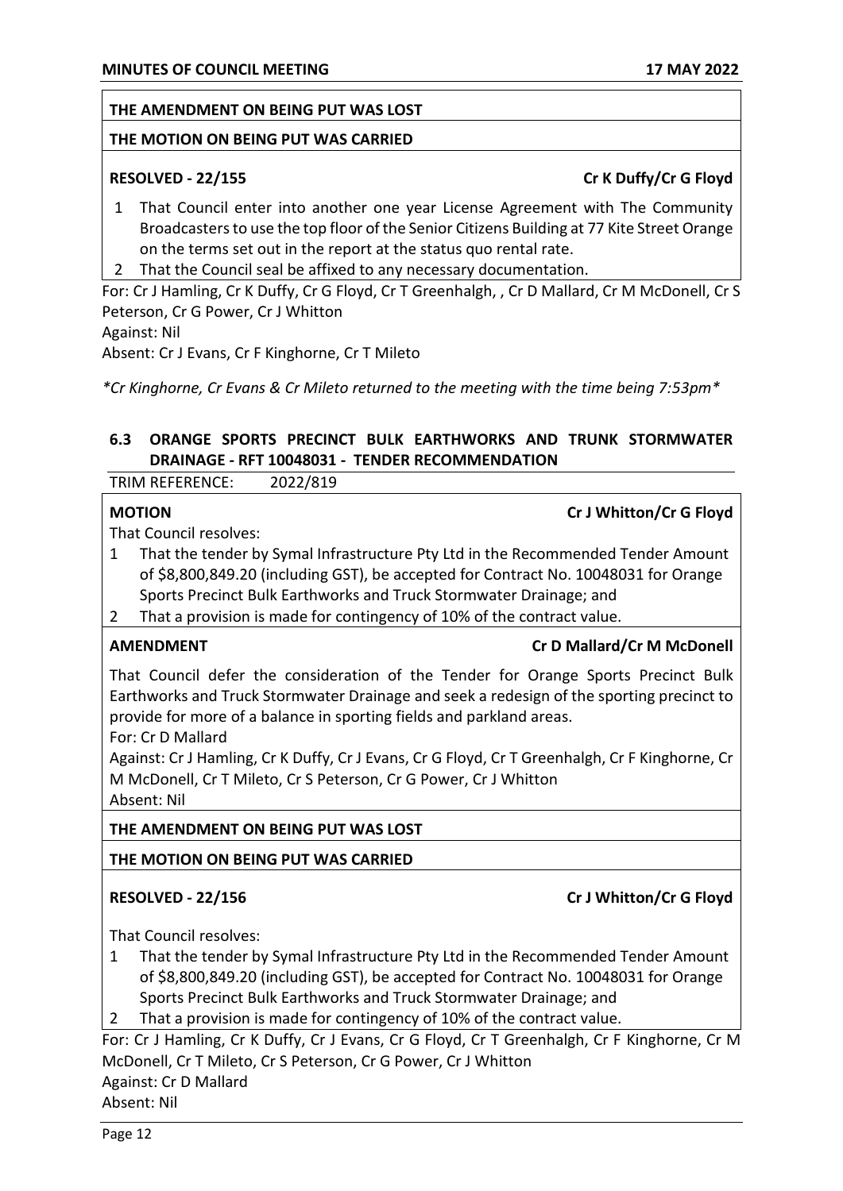**THE AMENDMENT ON BEING PUT WAS LOST**

**THE MOTION ON BEING PUT WAS CARRIED**

**RESOLVED - 22/155** **Cr K Duffy/Cr G Floyd**

1. That Council enter into another one year License Agreement with The Community Broadcasters to use the top floor of the Senior Citizens Building at 77 Kite Street Orange on the terms set out in the report at the status quo rental rate.
2. That the Council seal be affixed to any necessary documentation.

For: Cr J Hamling, Cr K Duffy, Cr G Floyd, Cr T Greenhalgh, , Cr D Mallard, Cr M McDonell, Cr S Peterson, Cr G Power, Cr J Whitton
Against: Nil
Absent: Cr J Evans, Cr F Kinghorne, Cr T Mileto

*\*Cr Kinghorne, Cr Evans & Cr Mileto returned to the meeting with the time being 7:53pm\**

## 6.3 ORANGE SPORTS PRECINCT BULK EARTHWORKS AND TRUNK STORMWATER DRAINAGE - RFT 10048031 - TENDER RECOMMENDATION

TRIM REFERENCE: 2022/819

**MOTION** **Cr J Whitton/Cr G Floyd**

That Council resolves:

1. That the tender by Symal Infrastructure Pty Ltd in the Recommended Tender Amount of $8,800,849.20 (including GST), be accepted for Contract No. 10048031 for Orange Sports Precinct Bulk Earthworks and Truck Stormwater Drainage; and
2. That a provision is made for contingency of 10% of the contract value.

**AMENDMENT** **Cr D Mallard/Cr M McDonell**

That Council defer the consideration of the Tender for Orange Sports Precinct Bulk Earthworks and Truck Stormwater Drainage and seek a redesign of the sporting precinct to provide for more of a balance in sporting fields and parkland areas.
For: Cr D Mallard
Against: Cr J Hamling, Cr K Duffy, Cr J Evans, Cr G Floyd, Cr T Greenhalgh, Cr F Kinghorne, Cr M McDonell, Cr T Mileto, Cr S Peterson, Cr G Power, Cr J Whitton
Absent: Nil

**THE AMENDMENT ON BEING PUT WAS LOST**

**THE MOTION ON BEING PUT WAS CARRIED**

**RESOLVED - 22/156** **Cr J Whitton/Cr G Floyd**

That Council resolves:

1. That the tender by Symal Infrastructure Pty Ltd in the Recommended Tender Amount of $8,800,849.20 (including GST), be accepted for Contract No. 10048031 for Orange Sports Precinct Bulk Earthworks and Truck Stormwater Drainage; and
2. That a provision is made for contingency of 10% of the contract value.

For: Cr J Hamling, Cr K Duffy, Cr J Evans, Cr G Floyd, Cr T Greenhalgh, Cr F Kinghorne, Cr M McDonell, Cr T Mileto, Cr S Peterson, Cr G Power, Cr J Whitton
Against: Cr D Mallard
Absent: Nil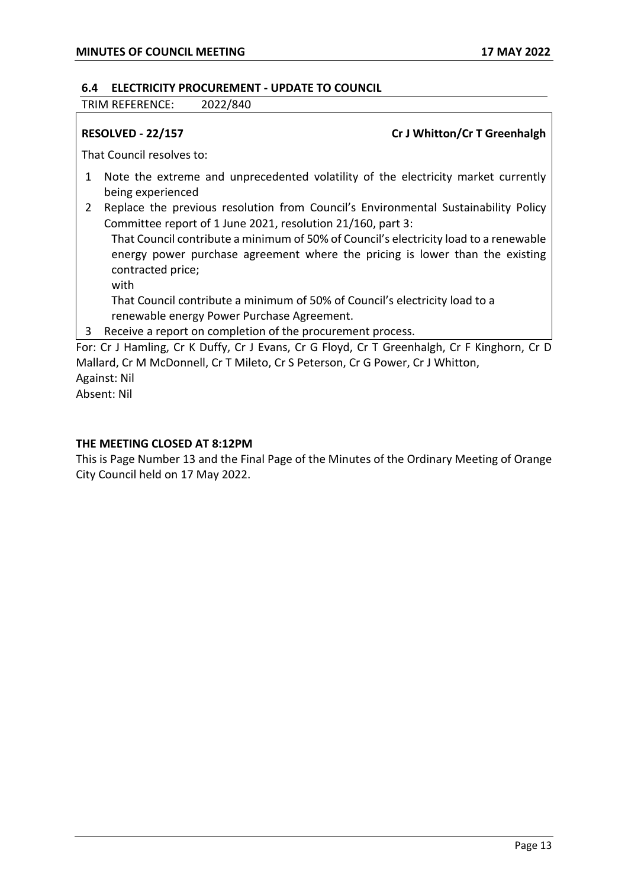## 6.4 ELECTRICITY PROCUREMENT - UPDATE TO COUNCIL

TRIM REFERENCE: 2022/840

**RESOLVED - 22/157** **Cr J Whitton/Cr T Greenhalgh**

That Council resolves to:

1. Note the extreme and unprecedented volatility of the electricity market currently being experienced
2. Replace the previous resolution from Council's Environmental Sustainability Policy Committee report of 1 June 2021, resolution 21/160, part 3:

   That Council contribute a minimum of 50% of Council's electricity load to a renewable energy power purchase agreement where the pricing is lower than the existing contracted price;

   with

   That Council contribute a minimum of 50% of Council's electricity load to a renewable energy Power Purchase Agreement.
3. Receive a report on completion of the procurement process.

For: Cr J Hamling, Cr K Duffy, Cr J Evans, Cr G Floyd, Cr T Greenhalgh, Cr F Kinghorn, Cr D Mallard, Cr M McDonnell, Cr T Mileto, Cr S Peterson, Cr G Power, Cr J Whitton,
Against: Nil
Absent: Nil

**THE MEETING CLOSED AT 8:12PM**

This is Page Number 13 and the Final Page of the Minutes of the Ordinary Meeting of Orange City Council held on 17 May 2022.